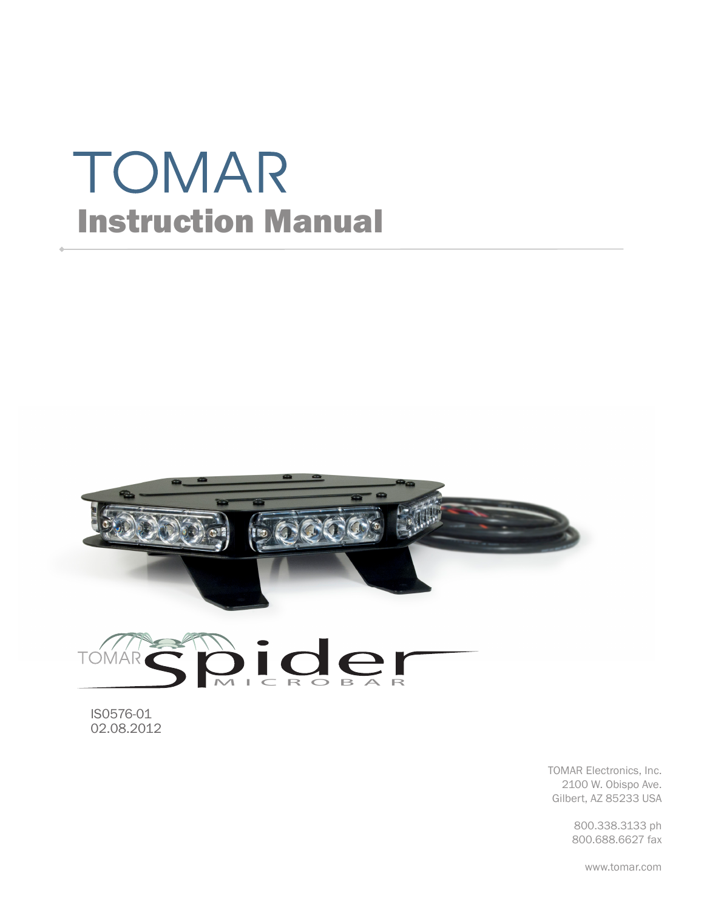# TOMAR

## Instruction Manual

TOMAR Spider MICROBAR

IS0576-01
02.08.2012

TOMAR Electronics, Inc.
2100 W. Obispo Ave.
Gilbert, AZ 85233 USA

800.338.3133 ph
800.688.6627 fax

www.tomar.com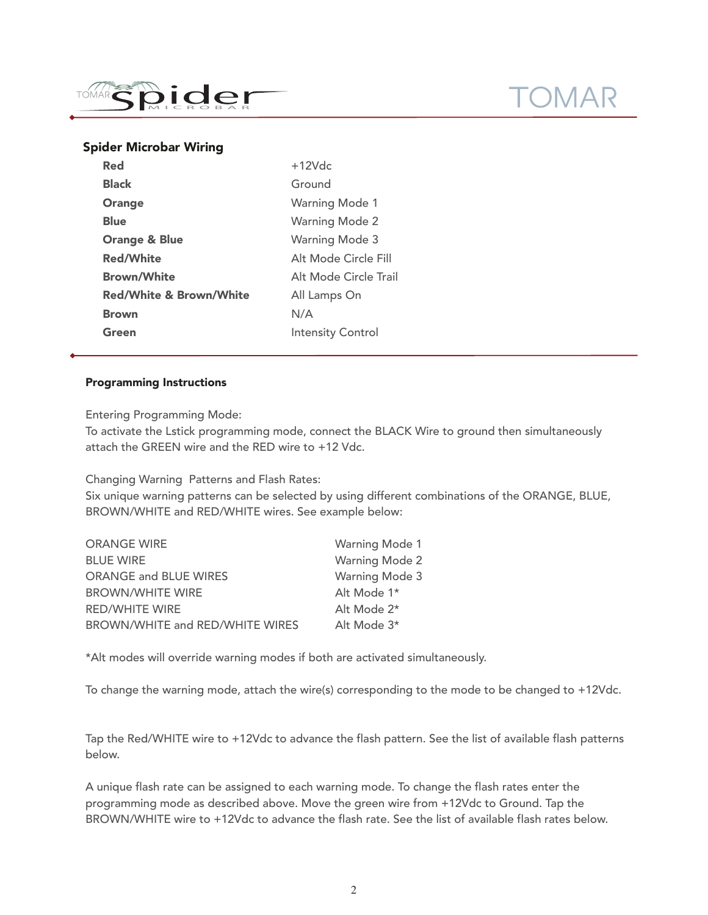## Spider Microbar Wiring

| | |
|---|---|
| **Red** | +12Vdc |
| **Black** | Ground |
| **Orange** | Warning Mode 1 |
| **Blue** | Warning Mode 2 |
| **Orange & Blue** | Warning Mode 3 |
| **Red/White** | Alt Mode Circle Fill |
| **Brown/White** | Alt Mode Circle Trail |
| **Red/White & Brown/White** | All Lamps On |
| **Brown** | N/A |
| **Green** | Intensity Control |

### Programming Instructions

Entering Programming Mode:
To activate the Lstick programming mode, connect the BLACK Wire to ground then simultaneously attach the GREEN wire and the RED wire to +12 Vdc.

Changing Warning Patterns and Flash Rates:
Six unique warning patterns can be selected by using different combinations of the ORANGE, BLUE, BROWN/WHITE and RED/WHITE wires. See example below:

| | |
|---|---|
| ORANGE WIRE | Warning Mode 1 |
| BLUE WIRE | Warning Mode 2 |
| ORANGE and BLUE WIRES | Warning Mode 3 |
| BROWN/WHITE WIRE | Alt Mode 1* |
| RED/WHITE WIRE | Alt Mode 2* |
| BROWN/WHITE and RED/WHITE WIRES | Alt Mode 3* |

*Alt modes will override warning modes if both are activated simultaneously.

To change the warning mode, attach the wire(s) corresponding to the mode to be changed to +12Vdc.

Tap the Red/WHITE wire to +12Vdc to advance the flash pattern. See the list of available flash patterns below.

A unique flash rate can be assigned to each warning mode. To change the flash rates enter the programming mode as described above. Move the green wire from +12Vdc to Ground. Tap the BROWN/WHITE wire to +12Vdc to advance the flash rate. See the list of available flash rates below.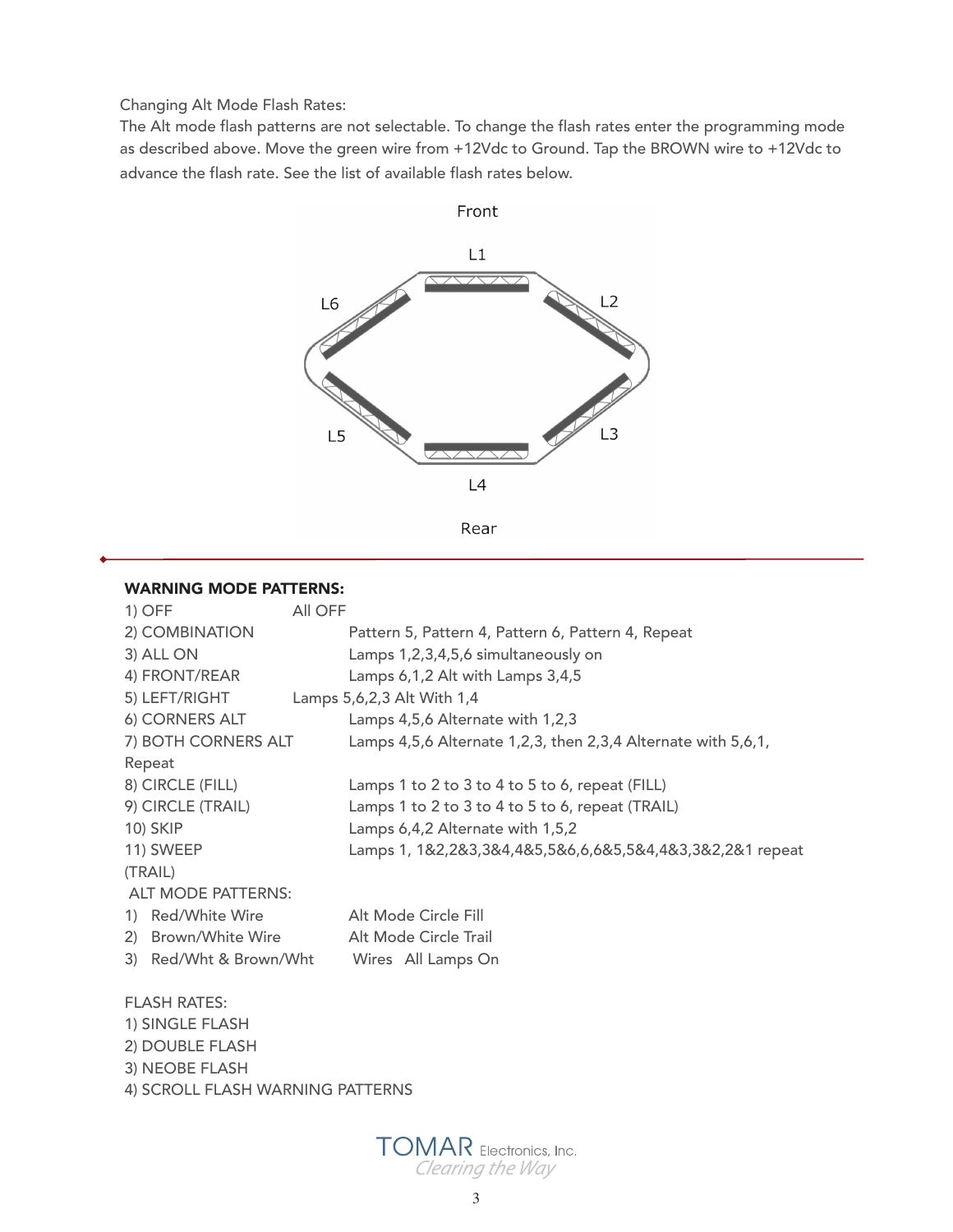Changing Alt Mode Flash Rates:
The Alt mode flash patterns are not selectable. To change the flash rates enter the programming mode as described above. Move the green wire from +12Vdc to Ground. Tap the BROWN wire to +12Vdc to advance the flash rate. See the list of available flash rates below.

Front

L1

L6

L2

L5

L3

L4

Rear

**WARNING MODE PATTERNS:**

| | |
|---|---|
| 1) OFF | All OFF |
| 2) COMBINATION | Pattern 5, Pattern 4, Pattern 6, Pattern 4, Repeat |
| 3) ALL ON | Lamps 1,2,3,4,5,6 simultaneously on |
| 4) FRONT/REAR | Lamps 6,1,2 Alt with Lamps 3,4,5 |
| 5) LEFT/RIGHT | Lamps 5,6,2,3 Alt With 1,4 |
| 6) CORNERS ALT | Lamps 4,5,6 Alternate with 1,2,3 |
| 7) BOTH CORNERS ALT | Lamps 4,5,6 Alternate 1,2,3, then 2,3,4 Alternate with 5,6,1, Repeat |
| 8) CIRCLE (FILL) | Lamps 1 to 2 to 3 to 4 to 5 to 6, repeat (FILL) |
| 9) CIRCLE (TRAIL) | Lamps 1 to 2 to 3 to 4 to 5 to 6, repeat (TRAIL) |
| 10) SKIP | Lamps 6,4,2 Alternate with 1,5,2 |
| 11) SWEEP (TRAIL) | Lamps 1, 1&2,2&3,3&4,4&5,5&6,6,6&5,5&4,4&3,3&2,2&1 repeat |

ALT MODE PATTERNS:

| | |
|---|---|
| 1) Red/White Wire | Alt Mode Circle Fill |
| 2) Brown/White Wire | Alt Mode Circle Trail |
| 3) Red/Wht & Brown/Wht Wires | All Lamps On |

FLASH RATES:

1) SINGLE FLASH
2) DOUBLE FLASH
3) NEOBE FLASH
4) SCROLL FLASH WARNING PATTERNS

TOMAR Electronics, Inc.
*Clearing the Way*